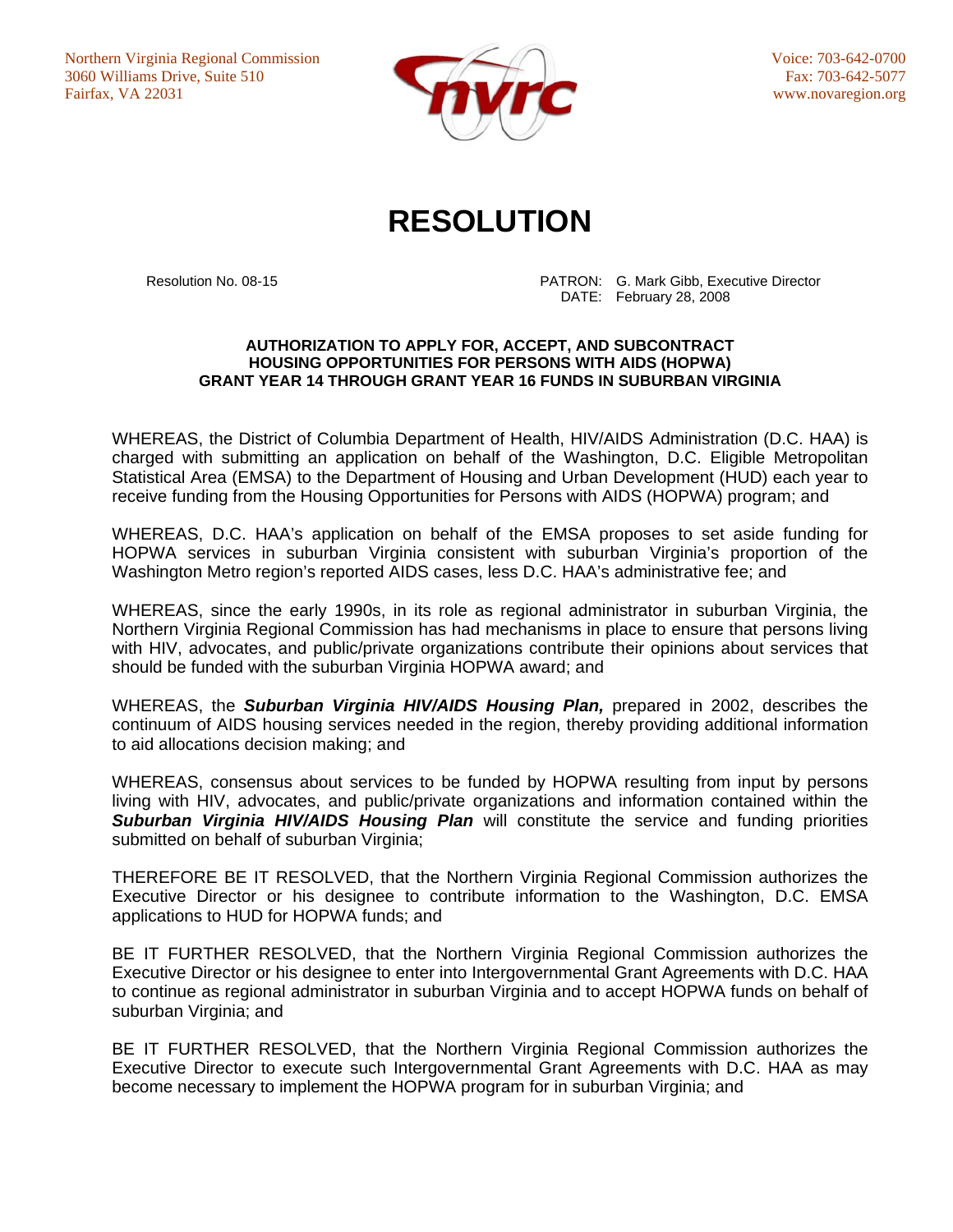Northern Virginia Regional Commission
3060 Williams Drive, Suite 510
Fairfax, VA 22031

Voice: 703-642-0700
Fax: 703-642-5077
www.novaregion.org

# RESOLUTION

Resolution No. 08-15

PATRON: G. Mark Gibb, Executive Director
DATE: February 28, 2008

**AUTHORIZATION TO APPLY FOR, ACCEPT, AND SUBCONTRACT HOUSING OPPORTUNITIES FOR PERSONS WITH AIDS (HOPWA) GRANT YEAR 14 THROUGH GRANT YEAR 16 FUNDS IN SUBURBAN VIRGINIA**

WHEREAS, the District of Columbia Department of Health, HIV/AIDS Administration (D.C. HAA) is charged with submitting an application on behalf of the Washington, D.C. Eligible Metropolitan Statistical Area (EMSA) to the Department of Housing and Urban Development (HUD) each year to receive funding from the Housing Opportunities for Persons with AIDS (HOPWA) program; and

WHEREAS, D.C. HAA's application on behalf of the EMSA proposes to set aside funding for HOPWA services in suburban Virginia consistent with suburban Virginia's proportion of the Washington Metro region's reported AIDS cases, less D.C. HAA's administrative fee; and

WHEREAS, since the early 1990s, in its role as regional administrator in suburban Virginia, the Northern Virginia Regional Commission has had mechanisms in place to ensure that persons living with HIV, advocates, and public/private organizations contribute their opinions about services that should be funded with the suburban Virginia HOPWA award; and

WHEREAS, the ***Suburban Virginia HIV/AIDS Housing Plan,*** prepared in 2002, describes the continuum of AIDS housing services needed in the region, thereby providing additional information to aid allocations decision making; and

WHEREAS, consensus about services to be funded by HOPWA resulting from input by persons living with HIV, advocates, and public/private organizations and information contained within the ***Suburban Virginia HIV/AIDS Housing Plan*** will constitute the service and funding priorities submitted on behalf of suburban Virginia;

THEREFORE BE IT RESOLVED, that the Northern Virginia Regional Commission authorizes the Executive Director or his designee to contribute information to the Washington, D.C. EMSA applications to HUD for HOPWA funds; and

BE IT FURTHER RESOLVED, that the Northern Virginia Regional Commission authorizes the Executive Director or his designee to enter into Intergovernmental Grant Agreements with D.C. HAA to continue as regional administrator in suburban Virginia and to accept HOPWA funds on behalf of suburban Virginia; and

BE IT FURTHER RESOLVED, that the Northern Virginia Regional Commission authorizes the Executive Director to execute such Intergovernmental Grant Agreements with D.C. HAA as may become necessary to implement the HOPWA program for in suburban Virginia; and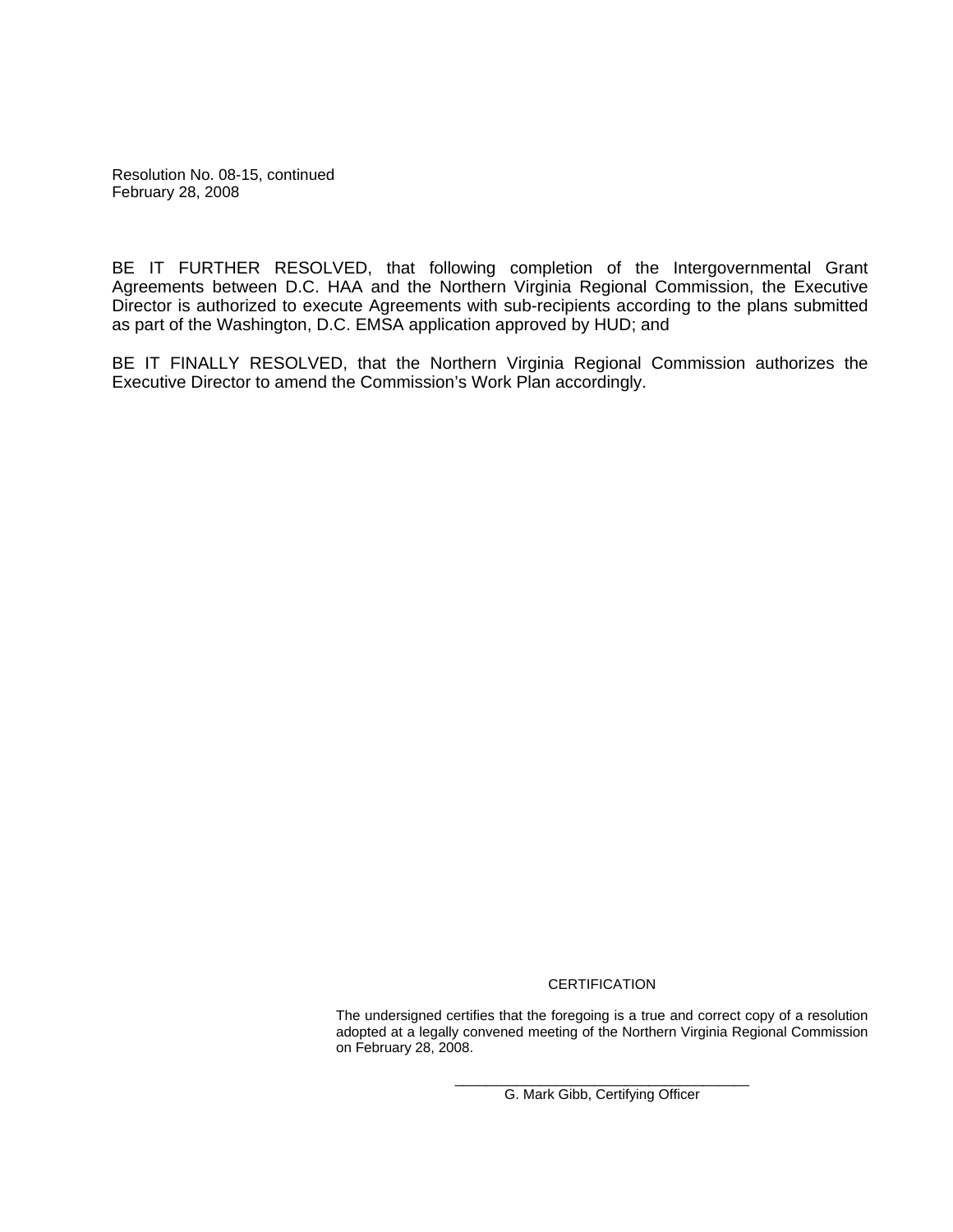Resolution No. 08-15, continued
February 28, 2008

BE IT FURTHER RESOLVED, that following completion of the Intergovernmental Grant Agreements between D.C. HAA and the Northern Virginia Regional Commission, the Executive Director is authorized to execute Agreements with sub-recipients according to the plans submitted as part of the Washington, D.C. EMSA application approved by HUD; and

BE IT FINALLY RESOLVED, that the Northern Virginia Regional Commission authorizes the Executive Director to amend the Commission's Work Plan accordingly.

CERTIFICATION

The undersigned certifies that the foregoing is a true and correct copy of a resolution adopted at a legally convened meeting of the Northern Virginia Regional Commission on February 28, 2008.

\_\_\_\_\_\_\_\_\_\_\_\_\_\_\_\_\_\_\_\_\_\_\_\_\_\_\_\_\_\_\_\_\_\_\_\_\_\_\_\_

G. Mark Gibb, Certifying Officer